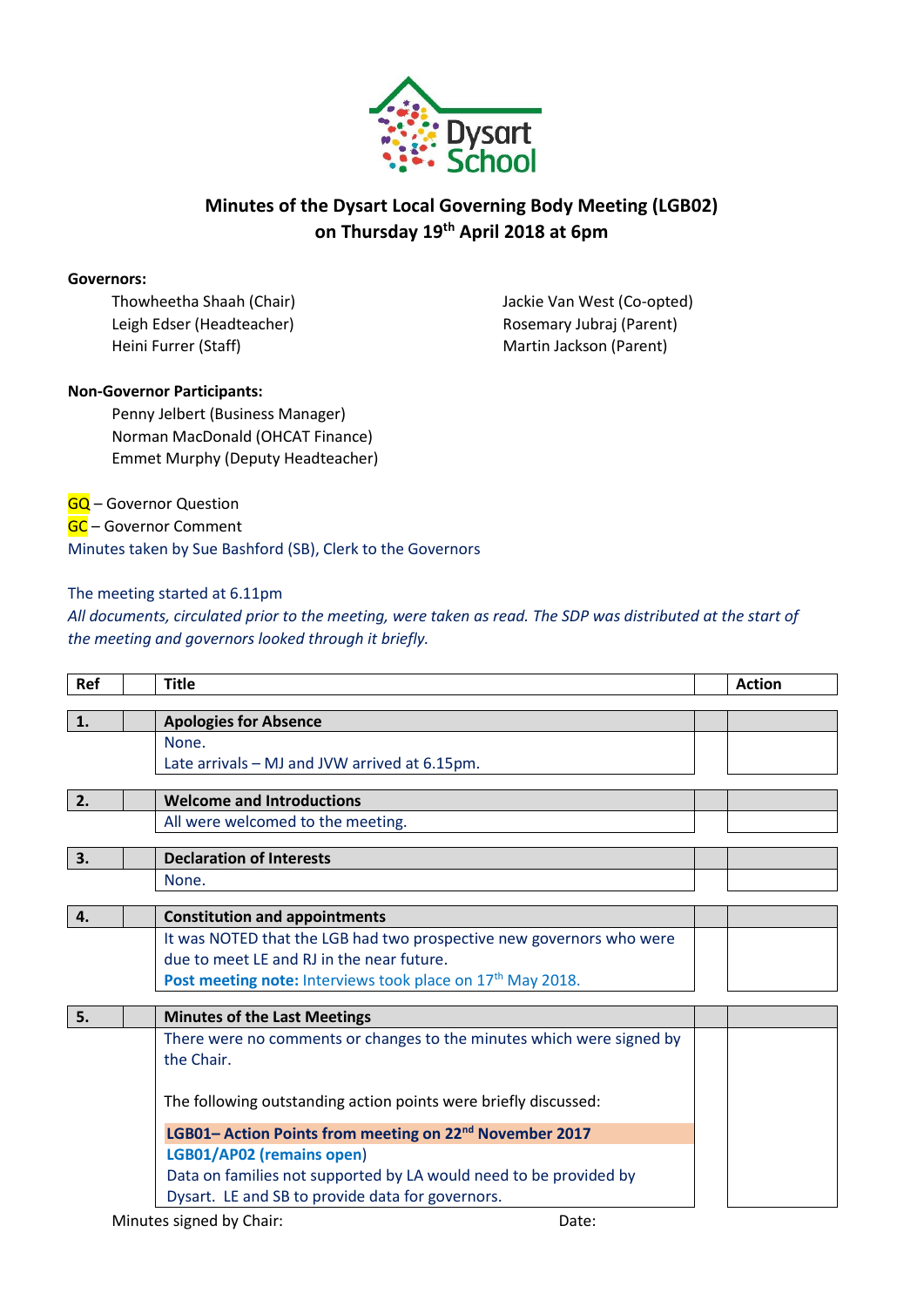# Minutes of the Dysart Local Governing Body Meeting (LGB02)
## on Thursday 19th April 2018 at 6pm

**Governors:**

Thowheetha Shaah (Chair)
Leigh Edser (Headteacher)
Heini Furrer (Staff)
Jackie Van West (Co-opted)
Rosemary Jubraj (Parent)
Martin Jackson (Parent)

**Non-Governor Participants:**

Penny Jelbert (Business Manager)
Norman MacDonald (OHCAT Finance)
Emmet Murphy (Deputy Headteacher)

GQ – Governor Question
GC – Governor Comment
Minutes taken by Sue Bashford (SB), Clerk to the Governors

The meeting started at 6.11pm

*All documents, circulated prior to the meeting, were taken as read. The SDP was distributed at the start of the meeting and governors looked through it briefly.*

| Ref | Title | Action |
|---|---|---|
| **1.** | **Apologies for Absence** | |
| | None.<br>Late arrivals – MJ and JVW arrived at 6.15pm. | |
| **2.** | **Welcome and Introductions** | |
| | All were welcomed to the meeting. | |
| **3.** | **Declaration of Interests** | |
| | None. | |
| **4.** | **Constitution and appointments** | |
| | It was NOTED that the LGB had two prospective new governors who were due to meet LE and RJ in the near future.<br>**Post meeting note:** Interviews took place on 17th May 2018. | |
| **5.** | **Minutes of the Last Meetings** | |
| | There were no comments or changes to the minutes which were signed by the Chair.<br><br>The following outstanding action points were briefly discussed:<br><br>**LGB01– Action Points from meeting on 22nd November 2017**<br>**LGB01/AP02 (remains open)**<br>Data on families not supported by LA would need to be provided by Dysart. LE and SB to provide data for governors. | |

Minutes signed by Chair: Date: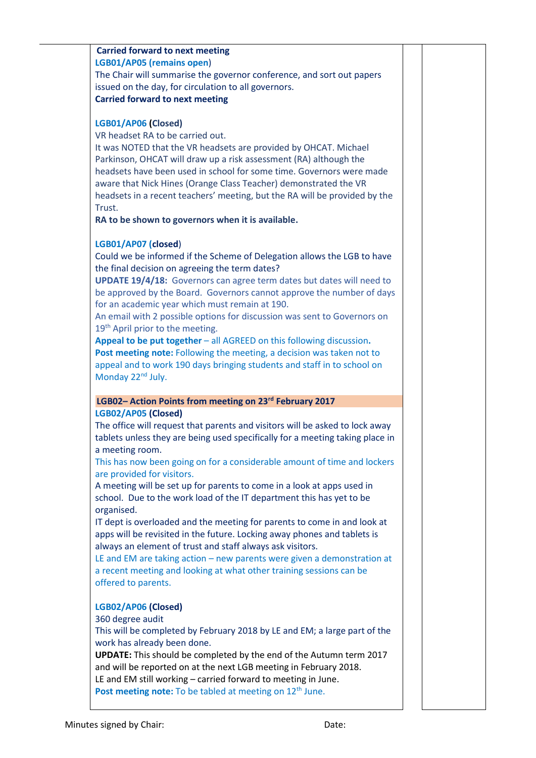**Carried forward to next meeting**

**LGB01/AP05 (remains open)**

The Chair will summarise the governor conference, and sort out papers issued on the day, for circulation to all governors.

**Carried forward to next meeting**

**LGB01/AP06 (Closed)**

VR headset RA to be carried out.

It was NOTED that the VR headsets are provided by OHCAT. Michael Parkinson, OHCAT will draw up a risk assessment (RA) although the headsets have been used in school for some time. Governors were made aware that Nick Hines (Orange Class Teacher) demonstrated the VR headsets in a recent teachers' meeting, but the RA will be provided by the Trust.

**RA to be shown to governors when it is available.**

**LGB01/AP07 (closed)**

Could we be informed if the Scheme of Delegation allows the LGB to have the final decision on agreeing the term dates?

**UPDATE 19/4/18:** Governors can agree term dates but dates will need to be approved by the Board. Governors cannot approve the number of days for an academic year which must remain at 190.

An email with 2 possible options for discussion was sent to Governors on 19th April prior to the meeting.

**Appeal to be put together** – all AGREED on this following discussion**.**

**Post meeting note:** Following the meeting, a decision was taken not to appeal and to work 190 days bringing students and staff in to school on Monday 22nd July.

**LGB02– Action Points from meeting on 23rd February 2017**

**LGB02/AP05 (Closed)**

The office will request that parents and visitors will be asked to lock away tablets unless they are being used specifically for a meeting taking place in a meeting room.

This has now been going on for a considerable amount of time and lockers are provided for visitors.

A meeting will be set up for parents to come in a look at apps used in school. Due to the work load of the IT department this has yet to be organised.

IT dept is overloaded and the meeting for parents to come in and look at apps will be revisited in the future. Locking away phones and tablets is always an element of trust and staff always ask visitors.

LE and EM are taking action – new parents were given a demonstration at a recent meeting and looking at what other training sessions can be offered to parents.

**LGB02/AP06 (Closed)**

360 degree audit

This will be completed by February 2018 by LE and EM; a large part of the work has already been done.

**UPDATE:** This should be completed by the end of the Autumn term 2017 and will be reported on at the next LGB meeting in February 2018.

LE and EM still working – carried forward to meeting in June.

**Post meeting note:** To be tabled at meeting on 12th June.

Minutes signed by Chair: Date: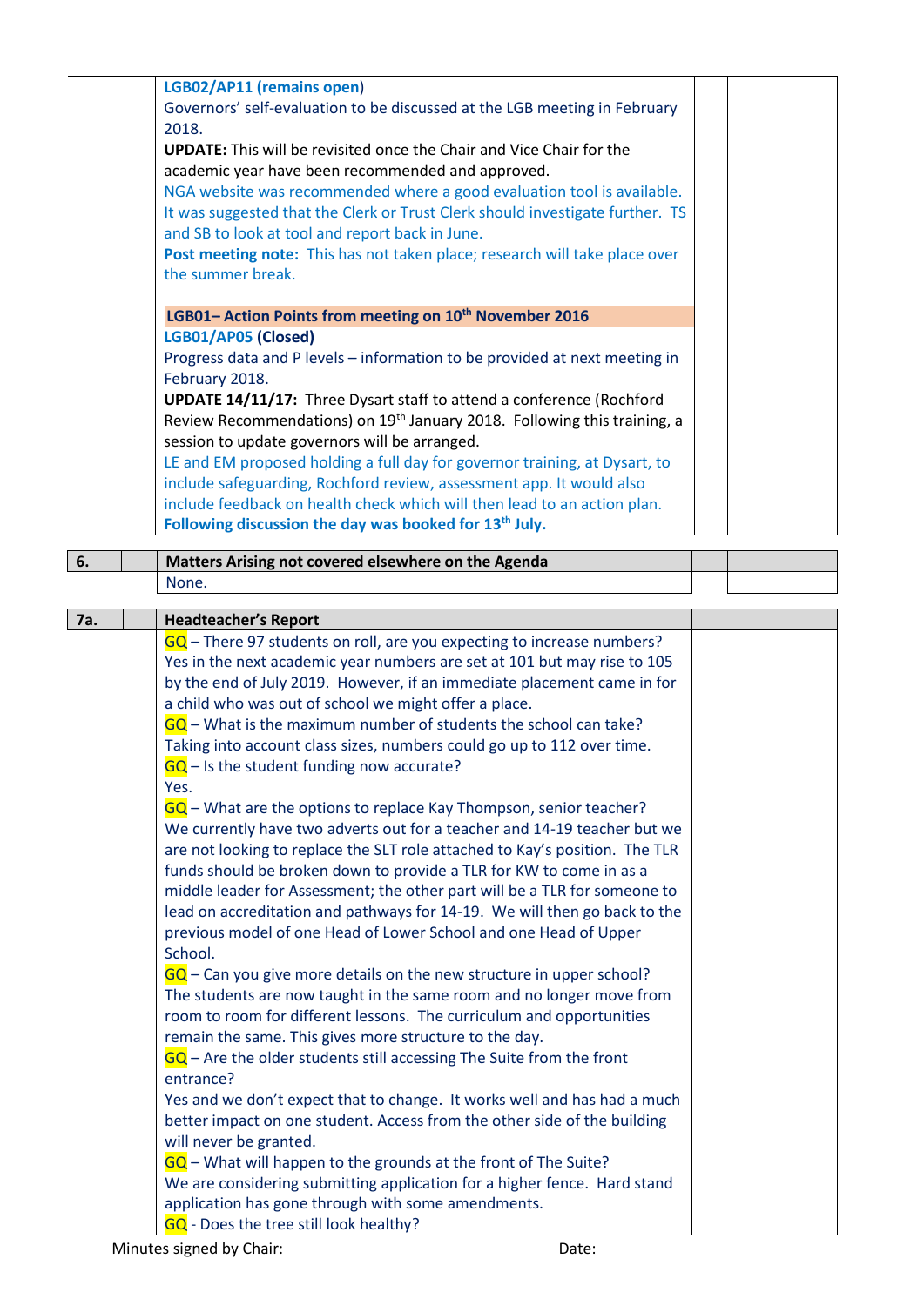**LGB02/AP11 (remains open)**
Governors' self-evaluation to be discussed at the LGB meeting in February 2018.
**UPDATE:** This will be revisited once the Chair and Vice Chair for the academic year have been recommended and approved.
NGA website was recommended where a good evaluation tool is available. It was suggested that the Clerk or Trust Clerk should investigate further. TS and SB to look at tool and report back in June.
**Post meeting note:** This has not taken place; research will take place over the summer break.

**LGB01– Action Points from meeting on 10th November 2016**

**LGB01/AP05 (Closed)**
Progress data and P levels – information to be provided at next meeting in February 2018.
**UPDATE 14/11/17:** Three Dysart staff to attend a conference (Rochford Review Recommendations) on 19th January 2018. Following this training, a session to update governors will be arranged.
LE and EM proposed holding a full day for governor training, at Dysart, to include safeguarding, Rochford review, assessment app. It would also include feedback on health check which will then lead to an action plan.
**Following discussion the day was booked for 13th July.**

| 6. | | Matters Arising not covered elsewhere on the Agenda | | |
|---|---|---|---|---|
| | | None. | | |

| 7a. | | Headteacher's Report | | |
|---|---|---|---|---|

GQ – There 97 students on roll, are you expecting to increase numbers?
Yes in the next academic year numbers are set at 101 but may rise to 105 by the end of July 2019. However, if an immediate placement came in for a child who was out of school we might offer a place.
GQ – What is the maximum number of students the school can take?
Taking into account class sizes, numbers could go up to 112 over time.
GQ – Is the student funding now accurate?
Yes.
GQ – What are the options to replace Kay Thompson, senior teacher?
We currently have two adverts out for a teacher and 14-19 teacher but we are not looking to replace the SLT role attached to Kay's position. The TLR funds should be broken down to provide a TLR for KW to come in as a middle leader for Assessment; the other part will be a TLR for someone to lead on accreditation and pathways for 14-19. We will then go back to the previous model of one Head of Lower School and one Head of Upper School.
GQ – Can you give more details on the new structure in upper school?
The students are now taught in the same room and no longer move from room to room for different lessons. The curriculum and opportunities remain the same. This gives more structure to the day.
GQ – Are the older students still accessing The Suite from the front entrance?
Yes and we don't expect that to change. It works well and has had a much better impact on one student. Access from the other side of the building will never be granted.
GQ – What will happen to the grounds at the front of The Suite?
We are considering submitting application for a higher fence. Hard stand application has gone through with some amendments.
GQ - Does the tree still look healthy?

Minutes signed by Chair: Date: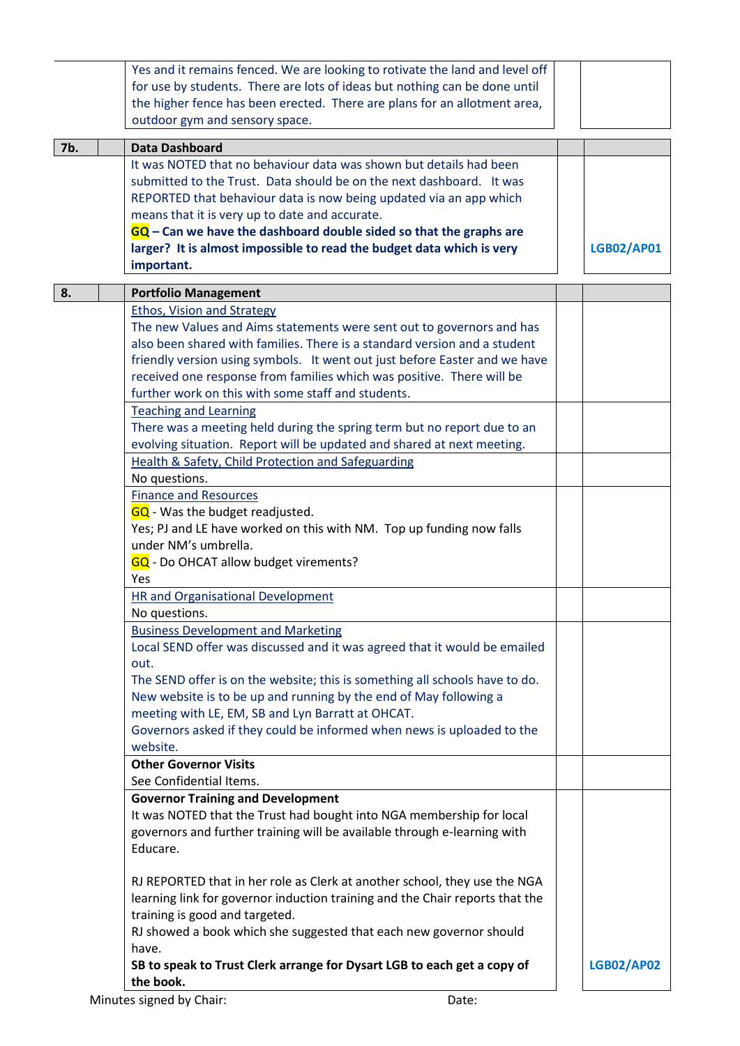| | | | | |
|---|---|---|---|---|
| | | Yes and it remains fenced. We are looking to rotivate the land and level off for use by students. There are lots of ideas but nothing can be done until the higher fence has been erected. There are plans for an allotment area, outdoor gym and sensory space. | | |
| **7b.** | | **Data Dashboard** | | |
| | | It was NOTED that no behaviour data was shown but details had been submitted to the Trust. Data should be on the next dashboard. It was REPORTED that behaviour data is now being updated via an app which means that it is very up to date and accurate.<br>**GQ – Can we have the dashboard double sided so that the graphs are larger? It is almost impossible to read the budget data which is very important.** | | **LGB02/AP01** |
| **8.** | | **Portfolio Management** | | |
| | | Ethos, Vision and Strategy<br>The new Values and Aims statements were sent out to governors and has also been shared with families. There is a standard version and a student friendly version using symbols. It went out just before Easter and we have received one response from families which was positive. There will be further work on this with some staff and students. | | |
| | | Teaching and Learning<br>There was a meeting held during the spring term but no report due to an evolving situation. Report will be updated and shared at next meeting. | | |
| | | Health & Safety, Child Protection and Safeguarding<br>No questions. | | |
| | | Finance and Resources<br>GQ - Was the budget readjusted.<br>Yes; PJ and LE have worked on this with NM. Top up funding now falls under NM's umbrella.<br>GQ - Do OHCAT allow budget virements?<br>Yes | | |
| | | HR and Organisational Development<br>No questions. | | |
| | | Business Development and Marketing<br>Local SEND offer was discussed and it was agreed that it would be emailed out.<br>The SEND offer is on the website; this is something all schools have to do.<br>New website is to be up and running by the end of May following a meeting with LE, EM, SB and Lyn Barratt at OHCAT.<br>Governors asked if they could be informed when news is uploaded to the website. | | |
| | | **Other Governor Visits**<br>See Confidential Items. | | |
| | | **Governor Training and Development**<br>It was NOTED that the Trust had bought into NGA membership for local governors and further training will be available through e-learning with Educare.<br><br>RJ REPORTED that in her role as Clerk at another school, they use the NGA learning link for governor induction training and the Chair reports that the training is good and targeted.<br>RJ showed a book which she suggested that each new governor should have.<br>**SB to speak to Trust Clerk arrange for Dysart LGB to each get a copy of the book.** | | **LGB02/AP02** |

Minutes signed by Chair: Date: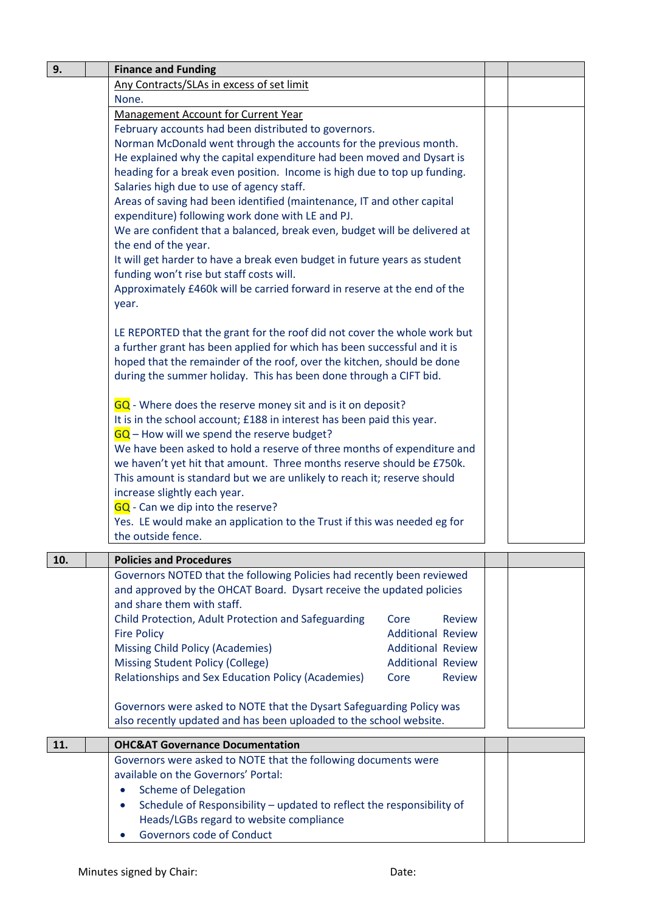| 9. | | Finance and Funding | | |
|---|---|---|---|---|
| | | <u>Any Contracts/SLAs in excess of set limit</u><br>None. | | |
| | | <u>Management Account for Current Year</u><br>February accounts had been distributed to governors.<br>Norman McDonald went through the accounts for the previous month. He explained why the capital expenditure had been moved and Dysart is heading for a break even position. Income is high due to top up funding. Salaries high due to use of agency staff.<br>Areas of saving had been identified (maintenance, IT and other capital expenditure) following work done with LE and PJ.<br>We are confident that a balanced, break even, budget will be delivered at the end of the year.<br>It will get harder to have a break even budget in future years as student funding won't rise but staff costs will.<br>Approximately £460k will be carried forward in reserve at the end of the year.<br><br>LE REPORTED that the grant for the roof did not cover the whole work but a further grant has been applied for which has been successful and it is hoped that the remainder of the roof, over the kitchen, should be done during the summer holiday. This has been done through a CIFT bid.<br><br>GQ - Where does the reserve money sit and is it on deposit?<br>It is in the school account; £188 in interest has been paid this year.<br>GQ – How will we spend the reserve budget?<br>We have been asked to hold a reserve of three months of expenditure and we haven't yet hit that amount. Three months reserve should be £750k. This amount is standard but we are unlikely to reach it; reserve should increase slightly each year.<br>GQ - Can we dip into the reserve?<br>Yes. LE would make an application to the Trust if this was needed eg for the outside fence. | | |

| 10. | | Policies and Procedures | | |
|---|---|---|---|---|
| | | Governors NOTED that the following Policies had recently been reviewed and approved by the OHCAT Board. Dysart receive the updated policies and share them with staff.<br>Child Protection, Adult Protection and Safeguarding — Core — Review<br>Fire Policy — Additional — Review<br>Missing Child Policy (Academies) — Additional — Review<br>Missing Student Policy (College) — Additional — Review<br>Relationships and Sex Education Policy (Academies) — Core — Review<br><br>Governors were asked to NOTE that the Dysart Safeguarding Policy was also recently updated and has been uploaded to the school website. | | |

| 11. | | OHC&AT Governance Documentation | | |
|---|---|---|---|---|
| | | Governors were asked to NOTE that the following documents were available on the Governors' Portal:<br>• Scheme of Delegation<br>• Schedule of Responsibility – updated to reflect the responsibility of Heads/LGBs regard to website compliance<br>• Governors code of Conduct | | |

Minutes signed by Chair: Date: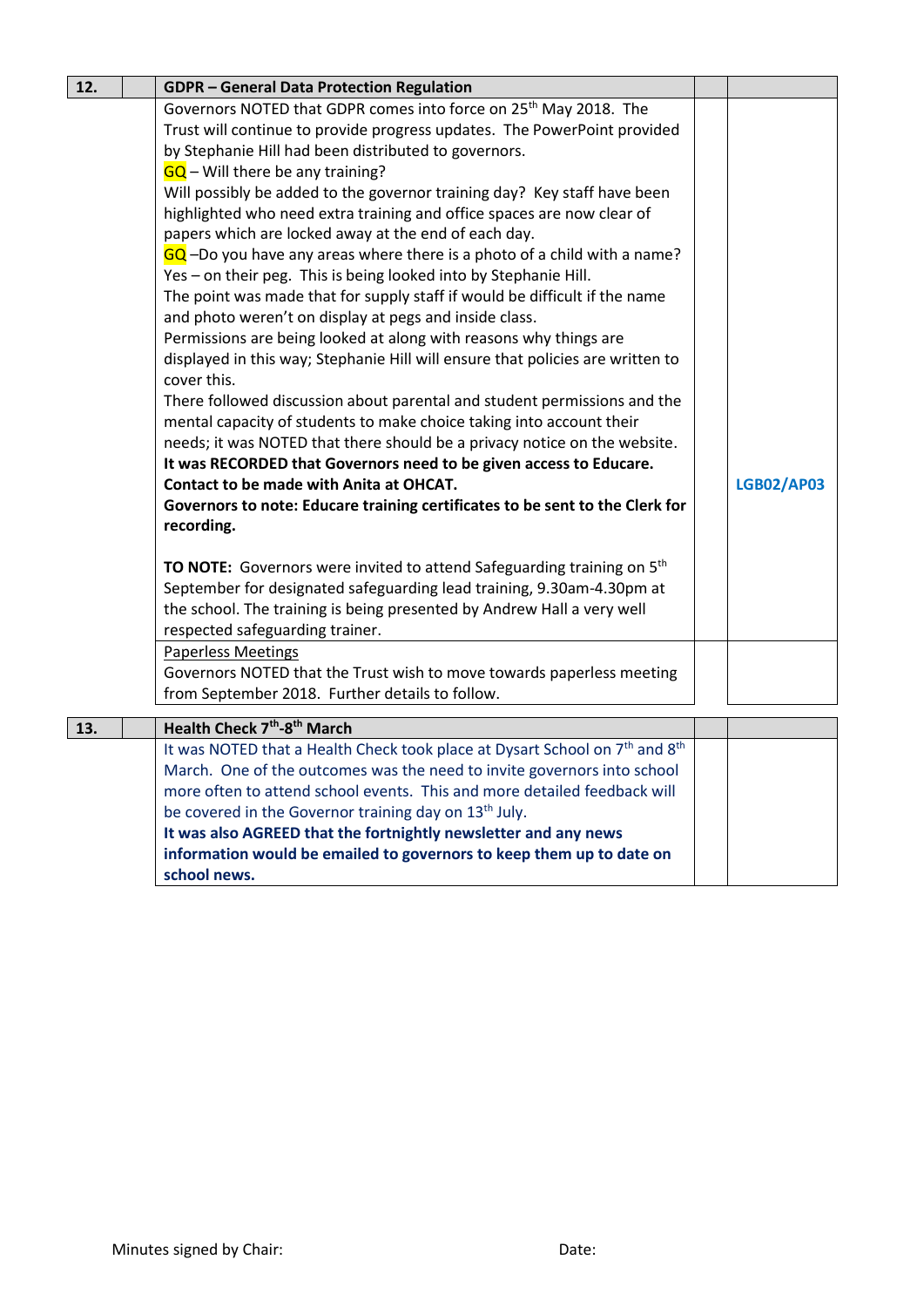| 12. | | GDPR – General Data Protection Regulation | | |
|---|---|---|---|---|
| | | Governors NOTED that GDPR comes into force on 25th May 2018. The Trust will continue to provide progress updates. The PowerPoint provided by Stephanie Hill had been distributed to governors.<br>GQ – Will there be any training?<br>Will possibly be added to the governor training day? Key staff have been highlighted who need extra training and office spaces are now clear of papers which are locked away at the end of each day.<br>GQ –Do you have any areas where there is a photo of a child with a name?<br>Yes – on their peg. This is being looked into by Stephanie Hill.<br>The point was made that for supply staff if would be difficult if the name and photo weren't on display at pegs and inside class.<br>Permissions are being looked at along with reasons why things are displayed in this way; Stephanie Hill will ensure that policies are written to cover this.<br>There followed discussion about parental and student permissions and the mental capacity of students to make choice taking into account their needs; it was NOTED that there should be a privacy notice on the website.<br>**It was RECORDED that Governors need to be given access to Educare. Contact to be made with Anita at OHCAT.**<br>**Governors to note: Educare training certificates to be sent to the Clerk for recording.**<br><br>**TO NOTE:** Governors were invited to attend Safeguarding training on 5th September for designated safeguarding lead training, 9.30am-4.30pm at the school. The training is being presented by Andrew Hall a very well respected safeguarding trainer. | | **LGB02/AP03** |
| | | Paperless Meetings<br>Governors NOTED that the Trust wish to move towards paperless meeting from September 2018. Further details to follow. | | |

| 13. | | Health Check 7th-8th March | | |
|---|---|---|---|---|
| | | It was NOTED that a Health Check took place at Dysart School on 7th and 8th March. One of the outcomes was the need to invite governors into school more often to attend school events. This and more detailed feedback will be covered in the Governor training day on 13th July.<br>**It was also AGREED that the fortnightly newsletter and any news information would be emailed to governors to keep them up to date on school news.** | | |

Minutes signed by Chair: Date: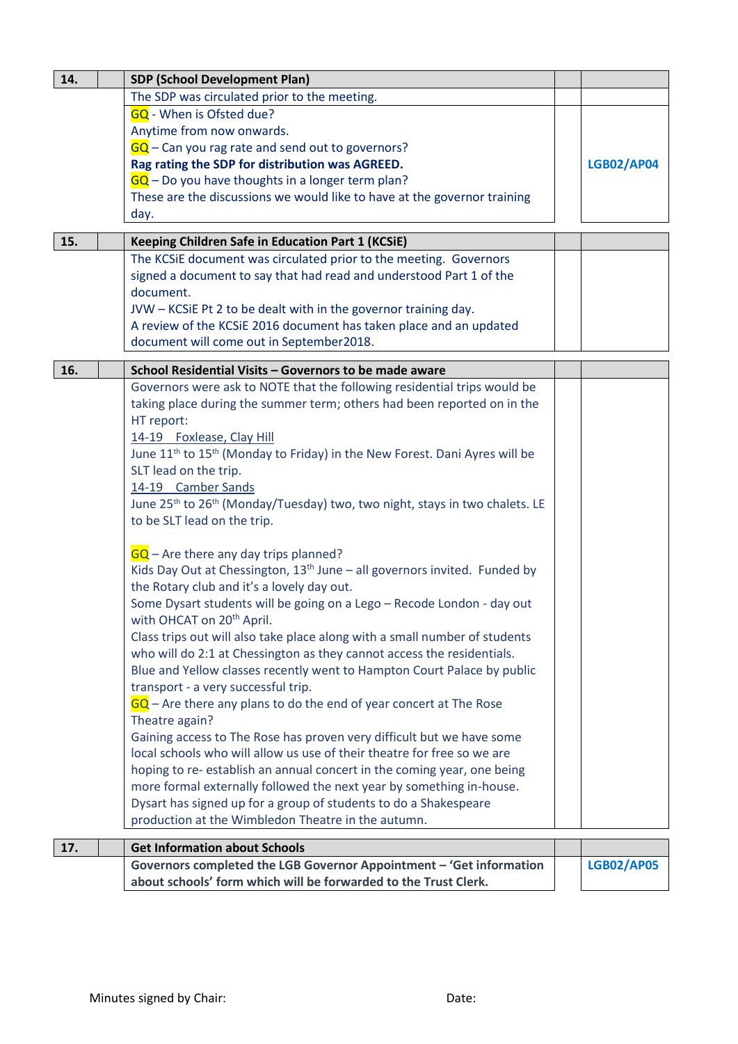| 14. | | **SDP (School Development Plan)** | | |
|---|---|---|---|---|
| | | The SDP was circulated prior to the meeting. | | |
| | | GQ - When is Ofsted due?<br>Anytime from now onwards.<br>GQ – Can you rag rate and send out to governors?<br>**Rag rating the SDP for distribution was AGREED.**<br>GQ – Do you have thoughts in a longer term plan?<br>These are the discussions we would like to have at the governor training day. | | **LGB02/AP04** |

| 15. | | **Keeping Children Safe in Education Part 1 (KCSiE)** | | |
|---|---|---|---|---|
| | | The KCSiE document was circulated prior to the meeting. Governors signed a document to say that had read and understood Part 1 of the document.<br>JVW – KCSiE Pt 2 to be dealt with in the governor training day.<br>A review of the KCSiE 2016 document has taken place and an updated document will come out in September2018. | | |

| 16. | | **School Residential Visits – Governors to be made aware** | | |
|---|---|---|---|---|
| | | Governors were ask to NOTE that the following residential trips would be taking place during the summer term; others had been reported on in the HT report:<br>14-19 Foxlease, Clay Hill<br>June 11th to 15th (Monday to Friday) in the New Forest. Dani Ayres will be SLT lead on the trip.<br>14-19 Camber Sands<br>June 25th to 26th (Monday/Tuesday) two, two night, stays in two chalets. LE to be SLT lead on the trip.<br><br>GQ – Are there any day trips planned?<br>Kids Day Out at Chessington, 13th June – all governors invited. Funded by the Rotary club and it's a lovely day out.<br>Some Dysart students will be going on a Lego – Recode London - day out with OHCAT on 20th April.<br>Class trips out will also take place along with a small number of students who will do 2:1 at Chessington as they cannot access the residentials.<br>Blue and Yellow classes recently went to Hampton Court Palace by public transport - a very successful trip.<br>GQ – Are there any plans to do the end of year concert at The Rose Theatre again?<br>Gaining access to The Rose has proven very difficult but we have some local schools who will allow us use of their theatre for free so we are hoping to re- establish an annual concert in the coming year, one being more formal externally followed the next year by something in-house.<br>Dysart has signed up for a group of students to do a Shakespeare production at the Wimbledon Theatre in the autumn. | | |

| 17. | | **Get Information about Schools** | | |
|---|---|---|---|---|
| | | **Governors completed the LGB Governor Appointment – 'Get information about schools' form which will be forwarded to the Trust Clerk.** | | **LGB02/AP05** |

Minutes signed by Chair: Date: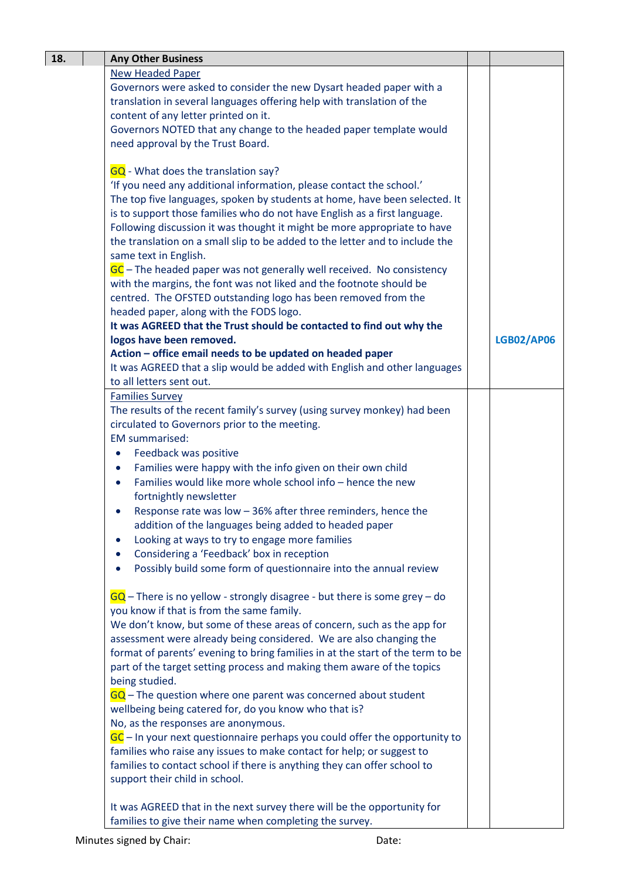| 18. | | Any Other Business | | |
|---|---|---|---|---|
| | | New Headed Paper<br>Governors were asked to consider the new Dysart headed paper with a translation in several languages offering help with translation of the content of any letter printed on it.<br>Governors NOTED that any change to the headed paper template would need approval by the Trust Board.<br><br>GQ - What does the translation say?<br>'If you need any additional information, please contact the school.'<br>The top five languages, spoken by students at home, have been selected. It is to support those families who do not have English as a first language.<br>Following discussion it was thought it might be more appropriate to have the translation on a small slip to be added to the letter and to include the same text in English.<br>GC – The headed paper was not generally well received. No consistency with the margins, the font was not liked and the footnote should be centred. The OFSTED outstanding logo has been removed from the headed paper, along with the FODS logo.<br>**It was AGREED that the Trust should be contacted to find out why the logos have been removed.**<br>**Action – office email needs to be updated on headed paper**<br>It was AGREED that a slip would be added with English and other languages to all letters sent out. | | **LGB02/AP06** |
| | | Families Survey<br>The results of the recent family's survey (using survey monkey) had been circulated to Governors prior to the meeting.<br>EM summarised:<br>• Feedback was positive<br>• Families were happy with the info given on their own child<br>• Families would like more whole school info – hence the new fortnightly newsletter<br>• Response rate was low – 36% after three reminders, hence the addition of the languages being added to headed paper<br>• Looking at ways to try to engage more families<br>• Considering a 'Feedback' box in reception<br>• Possibly build some form of questionnaire into the annual review<br><br>GQ – There is no yellow - strongly disagree - but there is some grey – do you know if that is from the same family.<br>We don't know, but some of these areas of concern, such as the app for assessment were already being considered. We are also changing the format of parents' evening to bring families in at the start of the term to be part of the target setting process and making them aware of the topics being studied.<br>GQ – The question where one parent was concerned about student wellbeing being catered for, do you know who that is?<br>No, as the responses are anonymous.<br>GC – In your next questionnaire perhaps you could offer the opportunity to families who raise any issues to make contact for help; or suggest to families to contact school if there is anything they can offer school to support their child in school.<br><br>It was AGREED that in the next survey there will be the opportunity for families to give their name when completing the survey. | | |

Minutes signed by Chair: Date: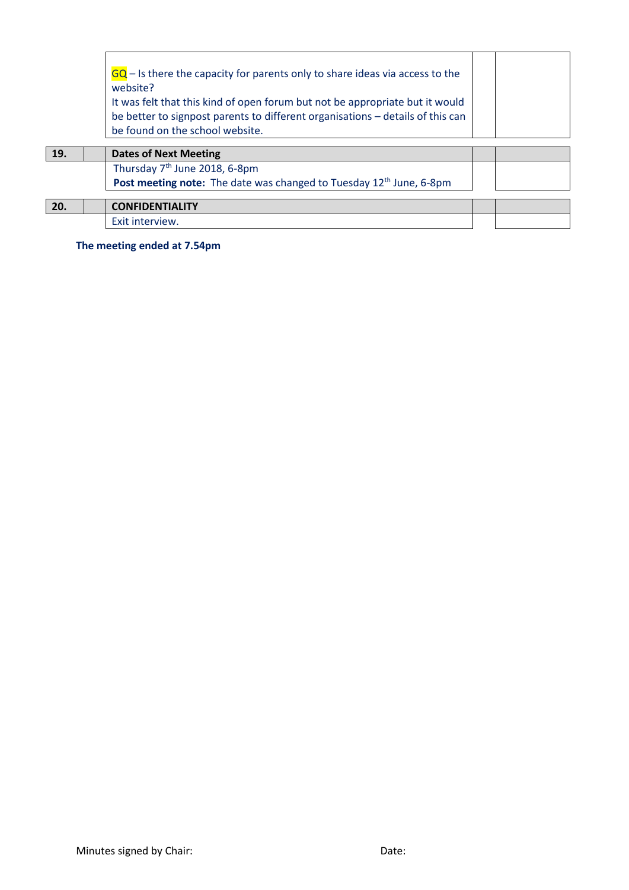| | | | | |
|---|---|---|---|---|
| | | GQ – Is there the capacity for parents only to share ideas via access to the website?<br>It was felt that this kind of open forum but not be appropriate but it would be better to signpost parents to different organisations – details of this can be found on the school website. | | |

| | | | | |
|---|---|---|---|---|
| **19.** | | **Dates of Next Meeting** | | |
| | | Thursday 7th June 2018, 6-8pm<br>**Post meeting note:** The date was changed to Tuesday 12th June, 6-8pm | | |

| | | | | |
|---|---|---|---|---|
| **20.** | | **CONFIDENTIALITY** | | |
| | | Exit interview. | | |

**The meeting ended at 7.54pm**

Minutes signed by Chair: Date: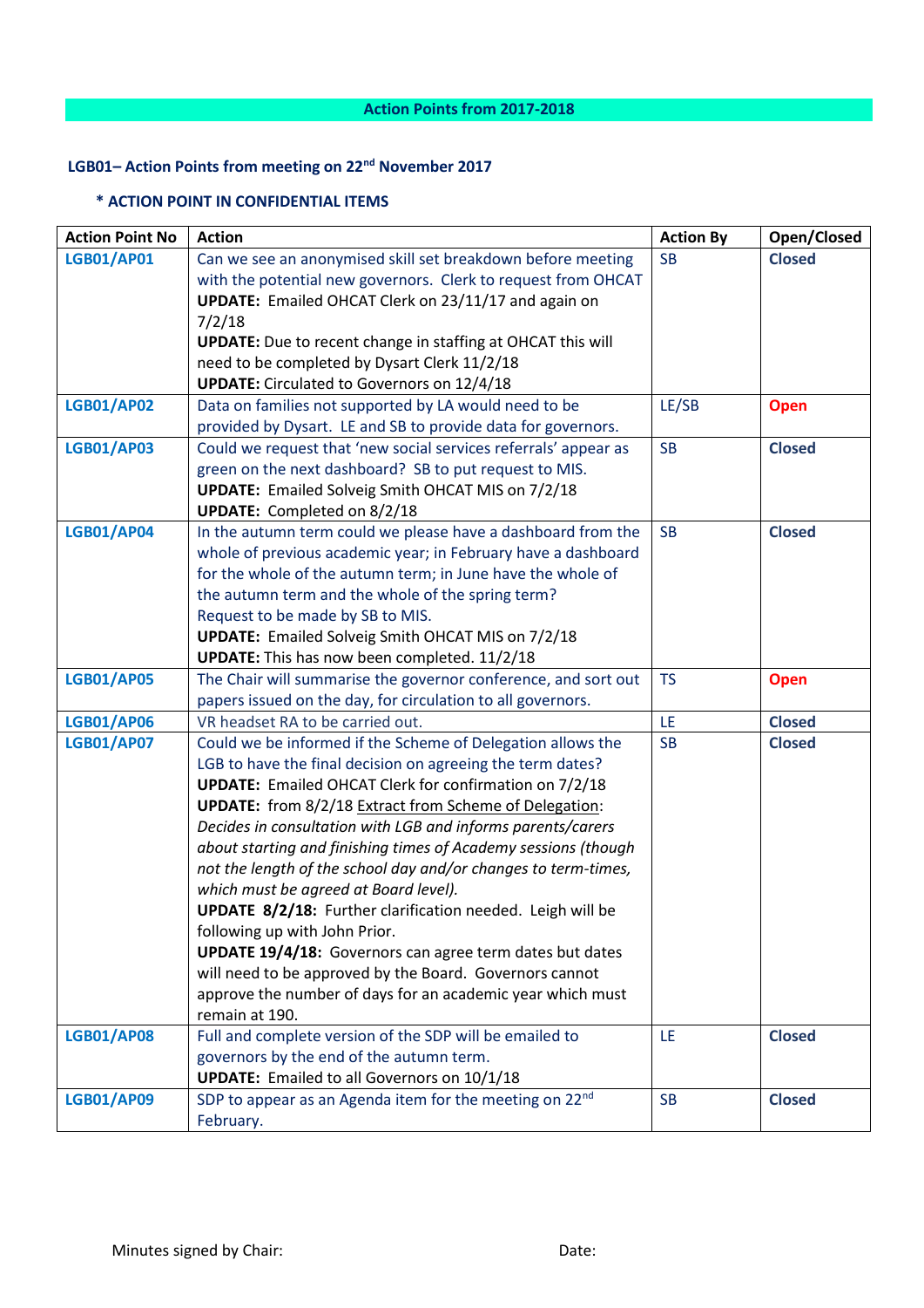## Action Points from 2017-2018

### LGB01– Action Points from meeting on 22nd November 2017

**\* ACTION POINT IN CONFIDENTIAL ITEMS**

| Action Point No | Action | Action By | Open/Closed |
|---|---|---|---|
| **LGB01/AP01** | Can we see an anonymised skill set breakdown before meeting with the potential new governors. Clerk to request from OHCAT<br>**UPDATE:** Emailed OHCAT Clerk on 23/11/17 and again on 7/2/18<br>**UPDATE:** Due to recent change in staffing at OHCAT this will need to be completed by Dysart Clerk 11/2/18<br>**UPDATE:** Circulated to Governors on 12/4/18 | SB | **Closed** |
| **LGB01/AP02** | Data on families not supported by LA would need to be provided by Dysart. LE and SB to provide data for governors. | LE/SB | **Open** |
| **LGB01/AP03** | Could we request that 'new social services referrals' appear as green on the next dashboard? SB to put request to MIS.<br>**UPDATE:** Emailed Solveig Smith OHCAT MIS on 7/2/18<br>**UPDATE:** Completed on 8/2/18 | SB | **Closed** |
| **LGB01/AP04** | In the autumn term could we please have a dashboard from the whole of previous academic year; in February have a dashboard for the whole of the autumn term; in June have the whole of the autumn term and the whole of the spring term?<br>Request to be made by SB to MIS.<br>**UPDATE:** Emailed Solveig Smith OHCAT MIS on 7/2/18<br>**UPDATE:** This has now been completed. 11/2/18 | SB | **Closed** |
| **LGB01/AP05** | The Chair will summarise the governor conference, and sort out papers issued on the day, for circulation to all governors. | TS | **Open** |
| **LGB01/AP06** | VR headset RA to be carried out. | LE | **Closed** |
| **LGB01/AP07** | Could we be informed if the Scheme of Delegation allows the LGB to have the final decision on agreeing the term dates?<br>**UPDATE:** Emailed OHCAT Clerk for confirmation on 7/2/18<br>**UPDATE:** from 8/2/18 Extract from Scheme of Delegation: *Decides in consultation with LGB and informs parents/carers about starting and finishing times of Academy sessions (though not the length of the school day and/or changes to term-times, which must be agreed at Board level).*<br>**UPDATE 8/2/18:** Further clarification needed. Leigh will be following up with John Prior.<br>**UPDATE 19/4/18:** Governors can agree term dates but dates will need to be approved by the Board. Governors cannot approve the number of days for an academic year which must remain at 190. | SB | **Closed** |
| **LGB01/AP08** | Full and complete version of the SDP will be emailed to governors by the end of the autumn term.<br>**UPDATE:** Emailed to all Governors on 10/1/18 | LE | **Closed** |
| **LGB01/AP09** | SDP to appear as an Agenda item for the meeting on 22nd February. | SB | **Closed** |

Minutes signed by Chair: Date: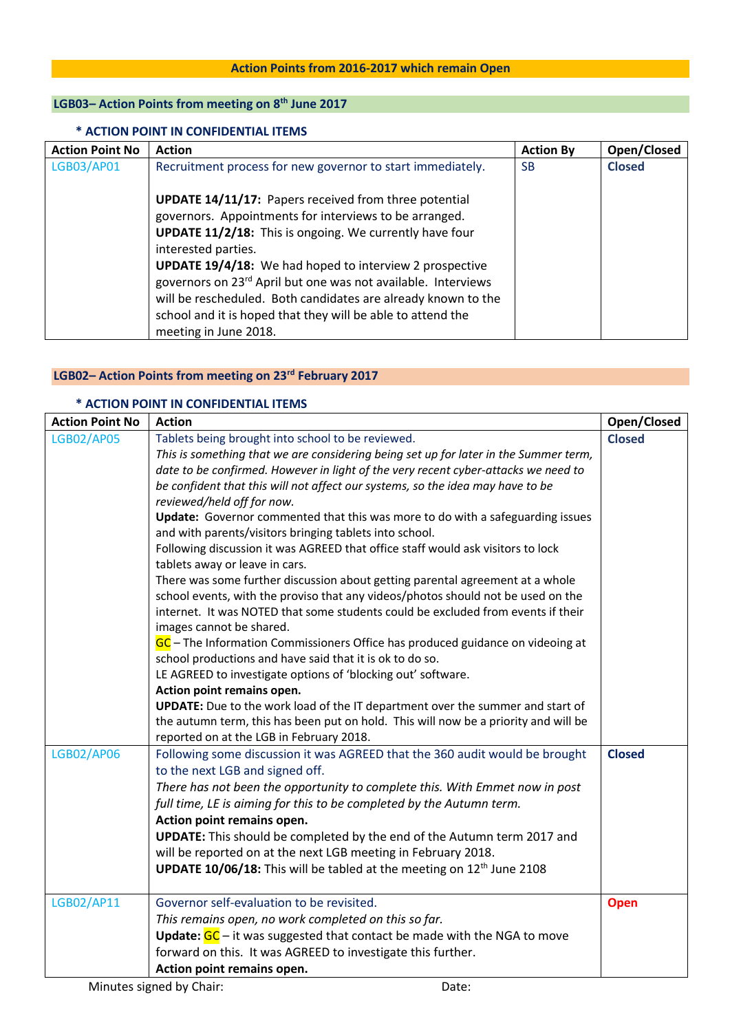## Action Points from 2016-2017 which remain Open

### LGB03– Action Points from meeting on 8th June 2017

**\* ACTION POINT IN CONFIDENTIAL ITEMS**

| Action Point No | Action | Action By | Open/Closed |
|---|---|---|---|
| LGB03/AP01 | Recruitment process for new governor to start immediately.<br><br>**UPDATE 14/11/17:** Papers received from three potential governors. Appointments for interviews to be arranged.<br>**UPDATE 11/2/18:** This is ongoing. We currently have four interested parties.<br>**UPDATE 19/4/18:** We had hoped to interview 2 prospective governors on 23rd April but one was not available. Interviews will be rescheduled. Both candidates are already known to the school and it is hoped that they will be able to attend the meeting in June 2018. | SB | **Closed** |

### LGB02– Action Points from meeting on 23rd February 2017

**\* ACTION POINT IN CONFIDENTIAL ITEMS**

| Action Point No | Action | Open/Closed |
|---|---|---|
| LGB02/AP05 | Tablets being brought into school to be reviewed.<br>*This is something that we are considering being set up for later in the Summer term, date to be confirmed. However in light of the very recent cyber-attacks we need to be confident that this will not affect our systems, so the idea may have to be reviewed/held off for now.*<br>**Update:** Governor commented that this was more to do with a safeguarding issues and with parents/visitors bringing tablets into school.<br>Following discussion it was AGREED that office staff would ask visitors to lock tablets away or leave in cars.<br>There was some further discussion about getting parental agreement at a whole school events, with the proviso that any videos/photos should not be used on the internet. It was NOTED that some students could be excluded from events if their images cannot be shared.<br>GC – The Information Commissioners Office has produced guidance on videoing at school productions and have said that it is ok to do so.<br>LE AGREED to investigate options of 'blocking out' software.<br>**Action point remains open.**<br>**UPDATE:** Due to the work load of the IT department over the summer and start of the autumn term, this has been put on hold. This will now be a priority and will be reported on at the LGB in February 2018. | **Closed** |
| LGB02/AP06 | Following some discussion it was AGREED that the 360 audit would be brought to the next LGB and signed off.<br>*There has not been the opportunity to complete this. With Emmet now in post full time, LE is aiming for this to be completed by the Autumn term.*<br>**Action point remains open.**<br>**UPDATE:** This should be completed by the end of the Autumn term 2017 and will be reported on at the next LGB meeting in February 2018.<br>**UPDATE 10/06/18:** This will be tabled at the meeting on 12th June 2108 | **Closed** |
| LGB02/AP11 | Governor self-evaluation to be revisited.<br>*This remains open, no work completed on this so far.*<br>**Update:** GC – it was suggested that contact be made with the NGA to move forward on this. It was AGREED to investigate this further.<br>**Action point remains open.** | **Open** |

Minutes signed by Chair: Date: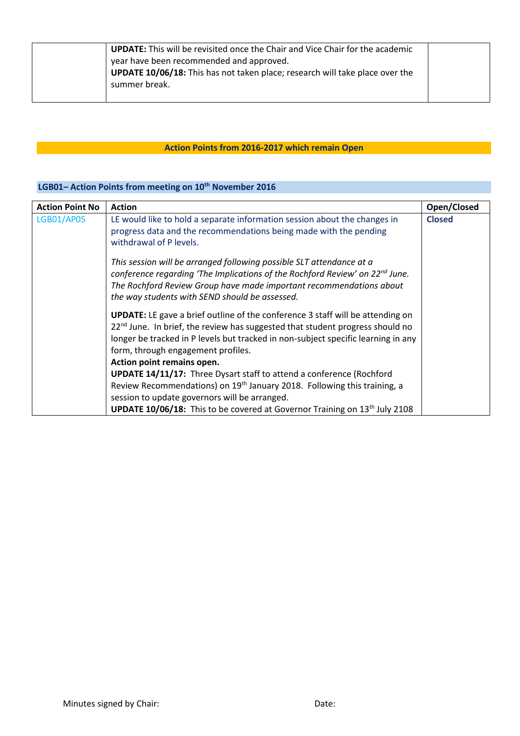| | | |
|---|---|---|
| | **UPDATE:** This will be revisited once the Chair and Vice Chair for the academic year have been recommended and approved.<br>**UPDATE 10/06/18:** This has not taken place; research will take place over the summer break. | |

## Action Points from 2016-2017 which remain Open

### LGB01– Action Points from meeting on 10th November 2016

| Action Point No | Action | Open/Closed |
|---|---|---|
| LGB01/AP05 | LE would like to hold a separate information session about the changes in progress data and the recommendations being made with the pending withdrawal of P levels.<br><br>*This session will be arranged following possible SLT attendance at a conference regarding 'The Implications of the Rochford Review' on 22nd June. The Rochford Review Group have made important recommendations about the way students with SEND should be assessed.*<br><br>**UPDATE:** LE gave a brief outline of the conference 3 staff will be attending on 22nd June. In brief, the review has suggested that student progress should no longer be tracked in P levels but tracked in non-subject specific learning in any form, through engagement profiles.<br>**Action point remains open.**<br>**UPDATE 14/11/17:** Three Dysart staff to attend a conference (Rochford Review Recommendations) on 19th January 2018. Following this training, a session to update governors will be arranged.<br>**UPDATE 10/06/18:** This to be covered at Governor Training on 13th July 2108 | **Closed** |

Minutes signed by Chair: Date: